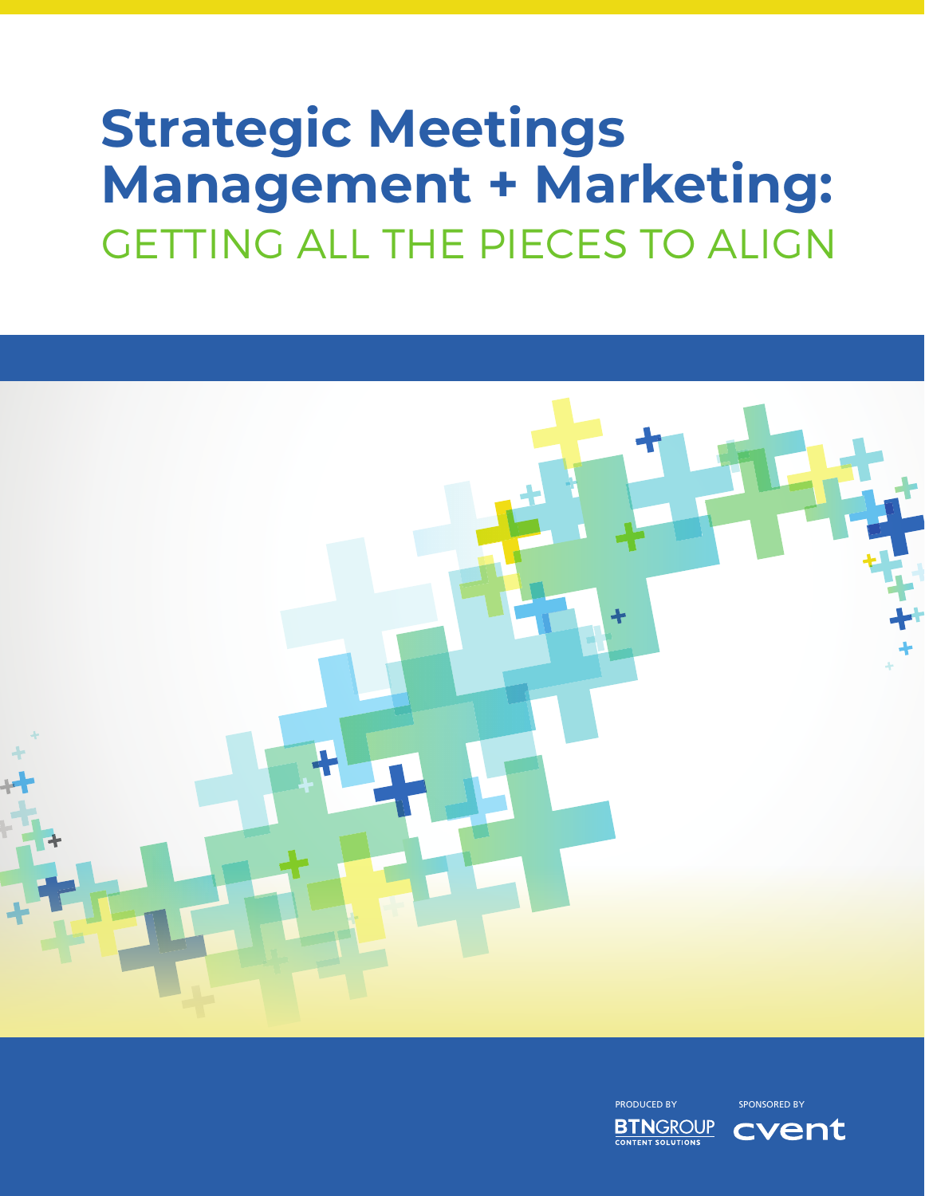# Strategic Meetings Management + Marketing:

## GETTING ALL THE PIECES TO ALIGN

PRODUCED BY

BTNGROUP
CONTENT SOLUTIONS

SPONSORED BY

cvent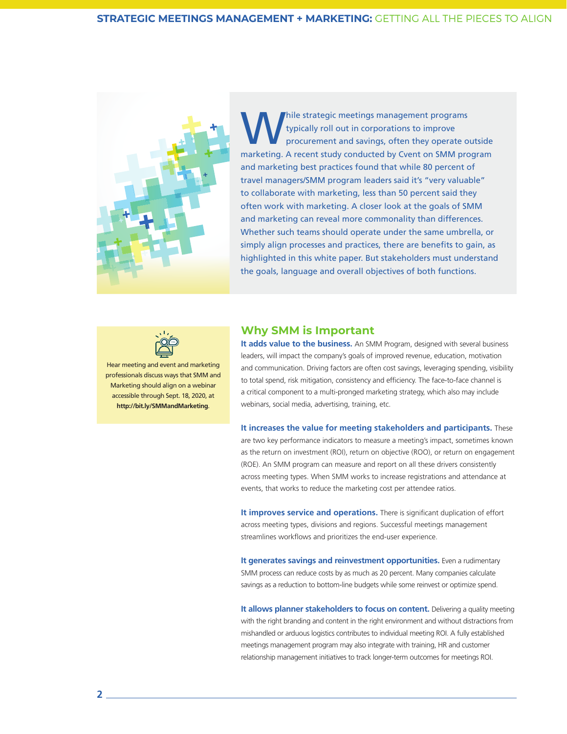While strategic meetings management programs typically roll out in corporations to improve procurement and savings, often they operate outside marketing. A recent study conducted by Cvent on SMM program and marketing best practices found that while 80 percent of travel managers/SMM program leaders said it's "very valuable" to collaborate with marketing, less than 50 percent said they often work with marketing. A closer look at the goals of SMM and marketing can reveal more commonality than differences. Whether such teams should operate under the same umbrella, or simply align processes and practices, there are benefits to gain, as highlighted in this white paper. But stakeholders must understand the goals, language and overall objectives of both functions.

> Hear meeting and event and marketing professionals discuss ways that SMM and Marketing should align on a webinar accessible through Sept. 18, 2020, at **http://bit.ly/SMMandMarketing**.

## Why SMM is Important

**It adds value to the business.** An SMM Program, designed with several business leaders, will impact the company's goals of improved revenue, education, motivation and communication. Driving factors are often cost savings, leveraging spending, visibility to total spend, risk mitigation, consistency and efficiency. The face-to-face channel is a critical component to a multi-pronged marketing strategy, which also may include webinars, social media, advertising, training, etc.

**It increases the value for meeting stakeholders and participants.** These are two key performance indicators to measure a meeting's impact, sometimes known as the return on investment (ROI), return on objective (ROO), or return on engagement (ROE). An SMM program can measure and report on all these drivers consistently across meeting types. When SMM works to increase registrations and attendance at events, that works to reduce the marketing cost per attendee ratios.

**It improves service and operations.** There is significant duplication of effort across meeting types, divisions and regions. Successful meetings management streamlines workflows and prioritizes the end-user experience.

**It generates savings and reinvestment opportunities.** Even a rudimentary SMM process can reduce costs by as much as 20 percent. Many companies calculate savings as a reduction to bottom-line budgets while some reinvest or optimize spend.

**It allows planner stakeholders to focus on content.** Delivering a quality meeting with the right branding and content in the right environment and without distractions from mishandled or arduous logistics contributes to individual meeting ROI. A fully established meetings management program may also integrate with training, HR and customer relationship management initiatives to track longer-term outcomes for meetings ROI.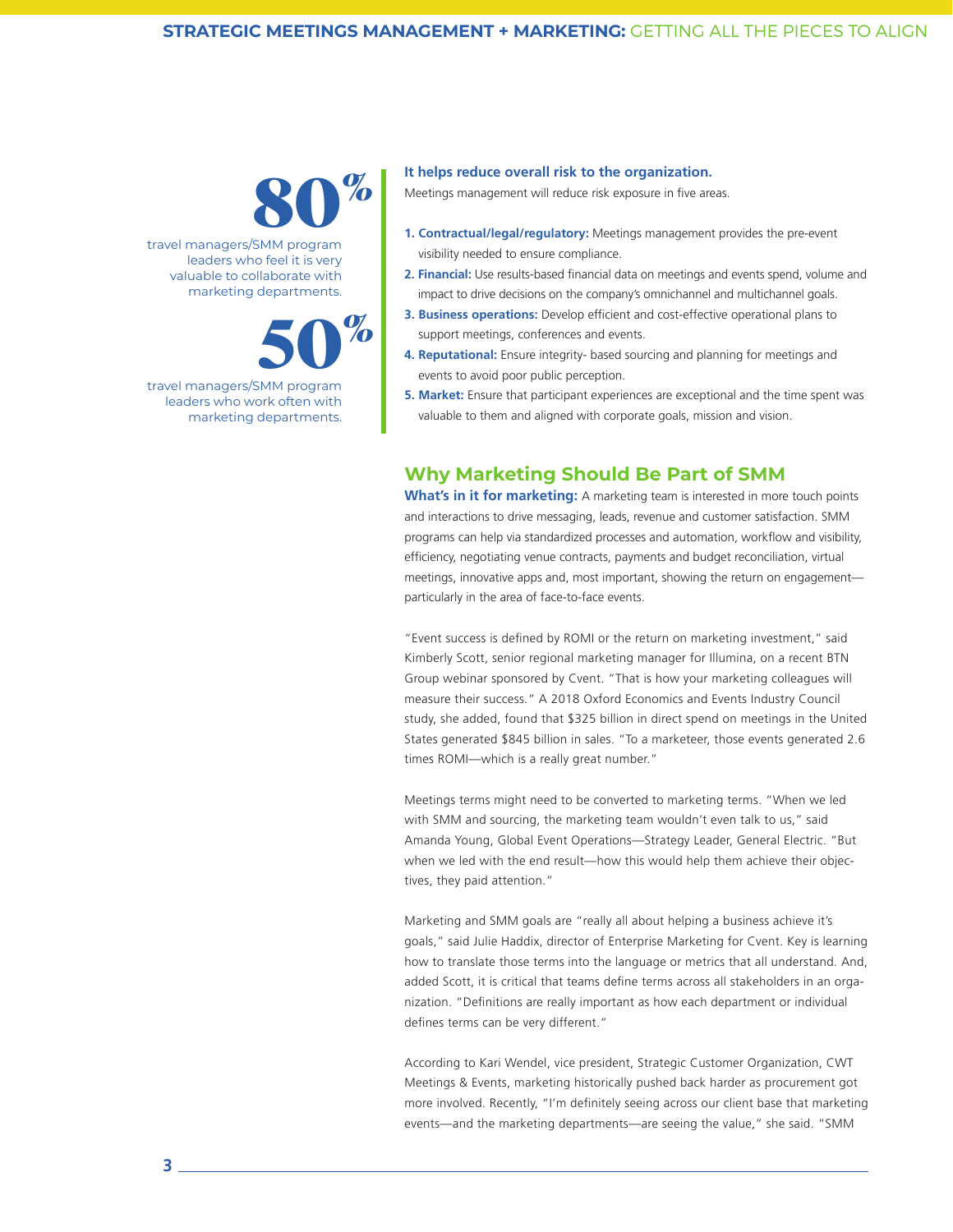**80%**

travel managers/SMM program leaders who feel it is very valuable to collaborate with marketing departments.

**50%**

travel managers/SMM program leaders who work often with marketing departments.

**It helps reduce overall risk to the organization.**

Meetings management will reduce risk exposure in five areas.

1. **Contractual/legal/regulatory:** Meetings management provides the pre-event visibility needed to ensure compliance.
2. **Financial:** Use results-based financial data on meetings and events spend, volume and impact to drive decisions on the company's omnichannel and multichannel goals.
3. **Business operations:** Develop efficient and cost-effective operational plans to support meetings, conferences and events.
4. **Reputational:** Ensure integrity- based sourcing and planning for meetings and events to avoid poor public perception.
5. **Market:** Ensure that participant experiences are exceptional and the time spent was valuable to them and aligned with corporate goals, mission and vision.

## Why Marketing Should Be Part of SMM

**What's in it for marketing:** A marketing team is interested in more touch points and interactions to drive messaging, leads, revenue and customer satisfaction. SMM programs can help via standardized processes and automation, workflow and visibility, efficiency, negotiating venue contracts, payments and budget reconciliation, virtual meetings, innovative apps and, most important, showing the return on engagement—particularly in the area of face-to-face events.

"Event success is defined by ROMI or the return on marketing investment," said Kimberly Scott, senior regional marketing manager for Illumina, on a recent BTN Group webinar sponsored by Cvent. "That is how your marketing colleagues will measure their success." A 2018 Oxford Economics and Events Industry Council study, she added, found that $325 billion in direct spend on meetings in the United States generated $845 billion in sales. "To a marketeer, those events generated 2.6 times ROMI—which is a really great number."

Meetings terms might need to be converted to marketing terms. "When we led with SMM and sourcing, the marketing team wouldn't even talk to us," said Amanda Young, Global Event Operations—Strategy Leader, General Electric. "But when we led with the end result—how this would help them achieve their objectives, they paid attention."

Marketing and SMM goals are "really all about helping a business achieve it's goals," said Julie Haddix, director of Enterprise Marketing for Cvent. Key is learning how to translate those terms into the language or metrics that all understand. And, added Scott, it is critical that teams define terms across all stakeholders in an organization. "Definitions are really important as how each department or individual defines terms can be very different."

According to Kari Wendel, vice president, Strategic Customer Organization, CWT Meetings & Events, marketing historically pushed back harder as procurement got more involved. Recently, "I'm definitely seeing across our client base that marketing events—and the marketing departments—are seeing the value," she said. "SMM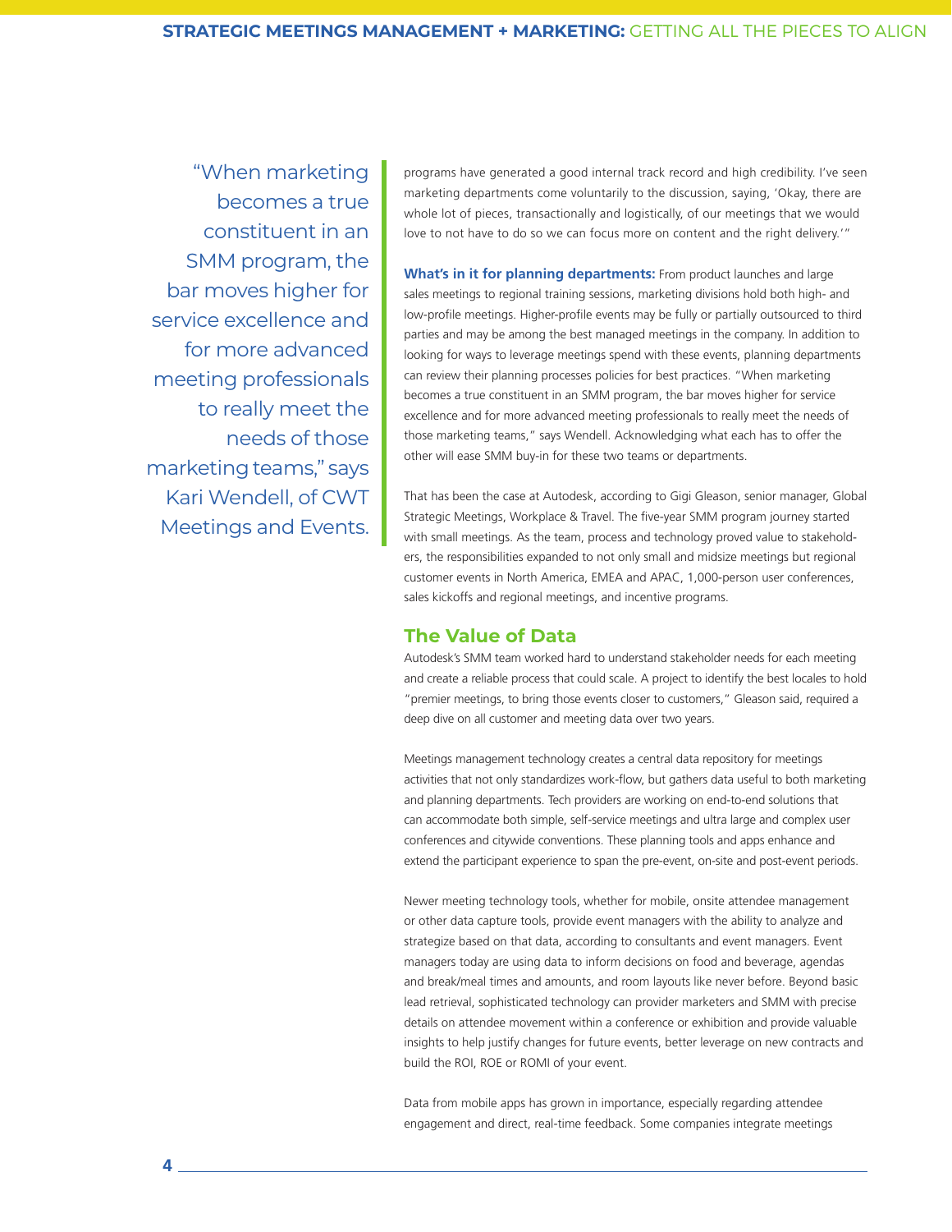> "When marketing becomes a true constituent in an SMM program, the bar moves higher for service excellence and for more advanced meeting professionals to really meet the needs of those marketing teams," says Kari Wendell, of CWT Meetings and Events.

programs have generated a good internal track record and high credibility. I've seen marketing departments come voluntarily to the discussion, saying, 'Okay, there are whole lot of pieces, transactionally and logistically, of our meetings that we would love to not have to do so we can focus more on content and the right delivery.'"

**What's in it for planning departments:** From product launches and large sales meetings to regional training sessions, marketing divisions hold both high- and low-profile meetings. Higher-profile events may be fully or partially outsourced to third parties and may be among the best managed meetings in the company. In addition to looking for ways to leverage meetings spend with these events, planning departments can review their planning processes policies for best practices. "When marketing becomes a true constituent in an SMM program, the bar moves higher for service excellence and for more advanced meeting professionals to really meet the needs of those marketing teams," says Wendell. Acknowledging what each has to offer the other will ease SMM buy-in for these two teams or departments.

That has been the case at Autodesk, according to Gigi Gleason, senior manager, Global Strategic Meetings, Workplace & Travel. The five-year SMM program journey started with small meetings. As the team, process and technology proved value to stakeholders, the responsibilities expanded to not only small and midsize meetings but regional customer events in North America, EMEA and APAC, 1,000-person user conferences, sales kickoffs and regional meetings, and incentive programs.

## The Value of Data

Autodesk's SMM team worked hard to understand stakeholder needs for each meeting and create a reliable process that could scale. A project to identify the best locales to hold "premier meetings, to bring those events closer to customers," Gleason said, required a deep dive on all customer and meeting data over two years.

Meetings management technology creates a central data repository for meetings activities that not only standardizes work-flow, but gathers data useful to both marketing and planning departments. Tech providers are working on end-to-end solutions that can accommodate both simple, self-service meetings and ultra large and complex user conferences and citywide conventions. These planning tools and apps enhance and extend the participant experience to span the pre-event, on-site and post-event periods.

Newer meeting technology tools, whether for mobile, onsite attendee management or other data capture tools, provide event managers with the ability to analyze and strategize based on that data, according to consultants and event managers. Event managers today are using data to inform decisions on food and beverage, agendas and break/meal times and amounts, and room layouts like never before. Beyond basic lead retrieval, sophisticated technology can provider marketers and SMM with precise details on attendee movement within a conference or exhibition and provide valuable insights to help justify changes for future events, better leverage on new contracts and build the ROI, ROE or ROMI of your event.

Data from mobile apps has grown in importance, especially regarding attendee engagement and direct, real-time feedback. Some companies integrate meetings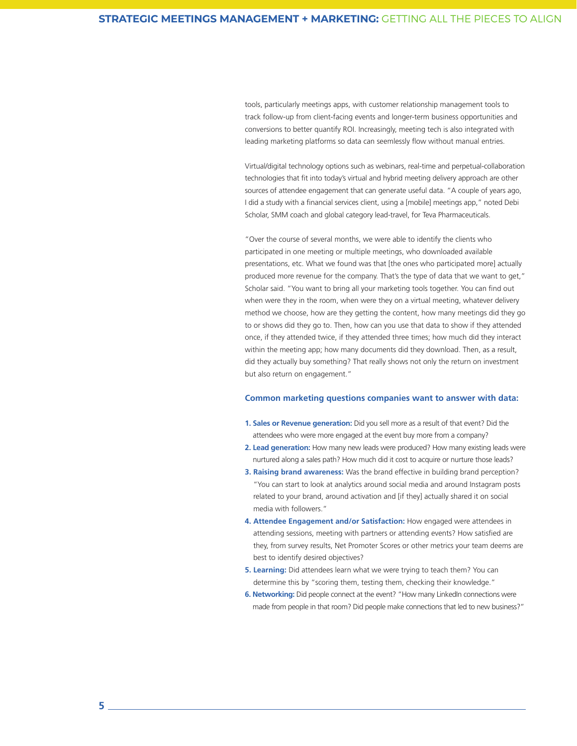tools, particularly meetings apps, with customer relationship management tools to track follow-up from client-facing events and longer-term business opportunities and conversions to better quantify ROI. Increasingly, meeting tech is also integrated with leading marketing platforms so data can seemlessly flow without manual entries.

Virtual/digital technology options such as webinars, real-time and perpetual-collaboration technologies that fit into today's virtual and hybrid meeting delivery approach are other sources of attendee engagement that can generate useful data. "A couple of years ago, I did a study with a financial services client, using a [mobile] meetings app," noted Debi Scholar, SMM coach and global category lead-travel, for Teva Pharmaceuticals.

"Over the course of several months, we were able to identify the clients who participated in one meeting or multiple meetings, who downloaded available presentations, etc. What we found was that [the ones who participated more] actually produced more revenue for the company. That's the type of data that we want to get," Scholar said. "You want to bring all your marketing tools together. You can find out when were they in the room, when were they on a virtual meeting, whatever delivery method we choose, how are they getting the content, how many meetings did they go to or shows did they go to. Then, how can you use that data to show if they attended once, if they attended twice, if they attended three times; how much did they interact within the meeting app; how many documents did they download. Then, as a result, did they actually buy something? That really shows not only the return on investment but also return on engagement."

### Common marketing questions companies want to answer with data:

1. **Sales or Revenue generation:** Did you sell more as a result of that event? Did the attendees who were more engaged at the event buy more from a company?
2. **Lead generation:** How many new leads were produced? How many existing leads were nurtured along a sales path? How much did it cost to acquire or nurture those leads?
3. **Raising brand awareness:** Was the brand effective in building brand perception? "You can start to look at analytics around social media and around Instagram posts related to your brand, around activation and [if they] actually shared it on social media with followers."
4. **Attendee Engagement and/or Satisfaction:** How engaged were attendees in attending sessions, meeting with partners or attending events? How satisfied are they, from survey results, Net Promoter Scores or other metrics your team deems are best to identify desired objectives?
5. **Learning:** Did attendees learn what we were trying to teach them? You can determine this by "scoring them, testing them, checking their knowledge."
6. **Networking:** Did people connect at the event? "How many LinkedIn connections were made from people in that room? Did people make connections that led to new business?"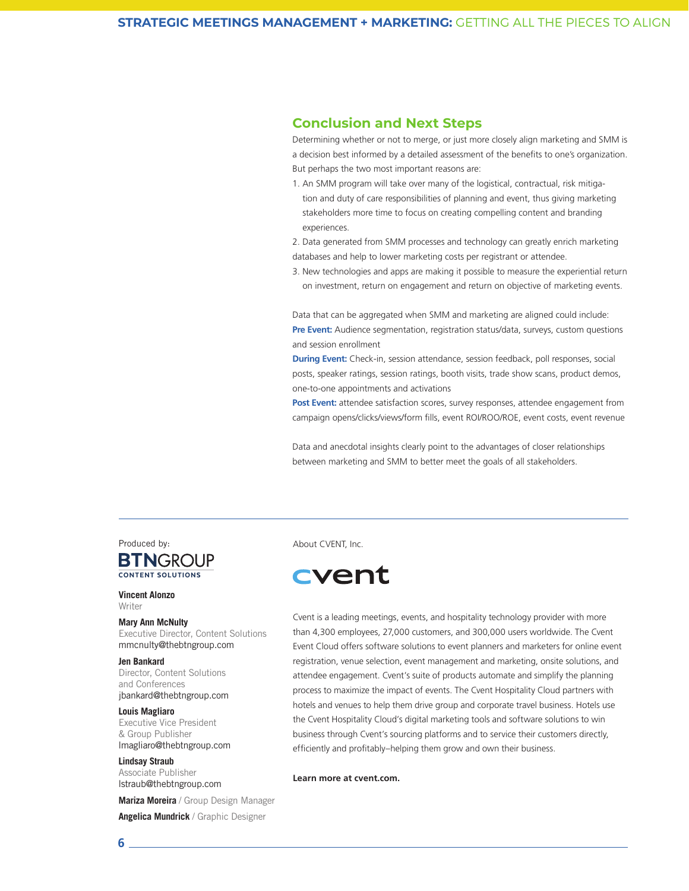## Conclusion and Next Steps

Determining whether or not to merge, or just more closely align marketing and SMM is a decision best informed by a detailed assessment of the benefits to one's organization. But perhaps the two most important reasons are:

1. An SMM program will take over many of the logistical, contractual, risk mitigation and duty of care responsibilities of planning and event, thus giving marketing stakeholders more time to focus on creating compelling content and branding experiences.
2. Data generated from SMM processes and technology can greatly enrich marketing databases and help to lower marketing costs per registrant or attendee.
3. New technologies and apps are making it possible to measure the experiential return on investment, return on engagement and return on objective of marketing events.

Data that can be aggregated when SMM and marketing are aligned could include:

**Pre Event:** Audience segmentation, registration status/data, surveys, custom questions and session enrollment

**During Event:** Check-in, session attendance, session feedback, poll responses, social posts, speaker ratings, session ratings, booth visits, trade show scans, product demos, one-to-one appointments and activations

**Post Event:** attendee satisfaction scores, survey responses, attendee engagement from campaign opens/clicks/views/form fills, event ROI/ROO/ROE, event costs, event revenue

Data and anecdotal insights clearly point to the advantages of closer relationships between marketing and SMM to better meet the goals of all stakeholders.

---

Produced by:

BTNGROUP
CONTENT SOLUTIONS

**Vincent Alonzo**
Writer

**Mary Ann McNulty**
Executive Director, Content Solutions
mmcnulty@thebtngroup.com

**Jen Bankard**
Director, Content Solutions and Conferences
jbankard@thebtngroup.com

**Louis Magliaro**
Executive Vice President & Group Publisher
lmagliaro@thebtngroup.com

**Lindsay Straub**
Associate Publisher
lstraub@thebtngroup.com

**Mariza Moreira** / Group Design Manager

**Angelica Mundrick** / Graphic Designer

About CVENT, Inc.

cvent

Cvent is a leading meetings, events, and hospitality technology provider with more than 4,300 employees, 27,000 customers, and 300,000 users worldwide. The Cvent Event Cloud offers software solutions to event planners and marketers for online event registration, venue selection, event management and marketing, onsite solutions, and attendee engagement. Cvent's suite of products automate and simplify the planning process to maximize the impact of events. The Cvent Hospitality Cloud partners with hotels and venues to help them drive group and corporate travel business. Hotels use the Cvent Hospitality Cloud's digital marketing tools and software solutions to win business through Cvent's sourcing platforms and to service their customers directly, efficiently and profitably–helping them grow and own their business.

**Learn more at cvent.com.**